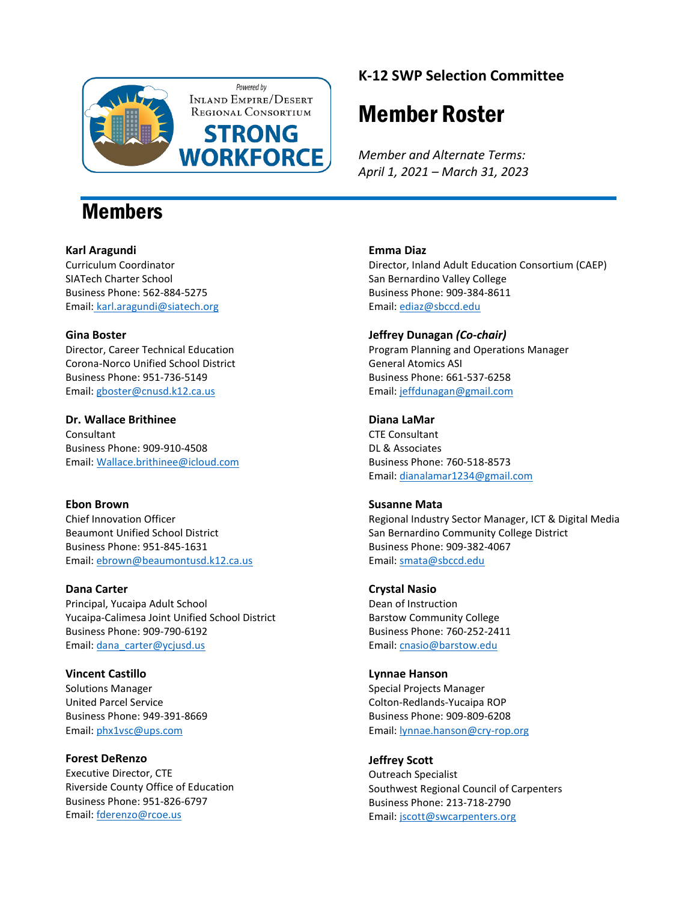Powered by Inland Empire/Desert Regional Consortium STRONG WORKFORCE

**K-12 SWP Selection Committee**

# Member Roster

*Member and Alternate Terms:*
*April 1, 2021 – March 31, 2023*

## Members

**Karl Aragundi**
Curriculum Coordinator
SIATech Charter School
Business Phone: 562-884-5275
Email: karl.aragundi@siatech.org

**Gina Boster**
Director, Career Technical Education
Corona-Norco Unified School District
Business Phone: 951-736-5149
Email: gboster@cnusd.k12.ca.us

**Dr. Wallace Brithinee**
Consultant
Business Phone: 909-910-4508
Email: Wallace.brithinee@icloud.com

**Ebon Brown**
Chief Innovation Officer
Beaumont Unified School District
Business Phone: 951-845-1631
Email: ebrown@beaumontusd.k12.ca.us

**Dana Carter**
Principal, Yucaipa Adult School
Yucaipa-Calimesa Joint Unified School District
Business Phone: 909-790-6192
Email: dana_carter@ycjusd.us

**Vincent Castillo**
Solutions Manager
United Parcel Service
Business Phone: 949-391-8669
Email: phx1vsc@ups.com

**Forest DeRenzo**
Executive Director, CTE
Riverside County Office of Education
Business Phone: 951-826-6797
Email: fderenzo@rcoe.us

**Emma Diaz**
Director, Inland Adult Education Consortium (CAEP)
San Bernardino Valley College
Business Phone: 909-384-8611
Email: ediaz@sbccd.edu

**Jeffrey Dunagan *(Co-chair)***
Program Planning and Operations Manager
General Atomics ASI
Business Phone: 661-537-6258
Email: jeffdunagan@gmail.com

**Diana LaMar**
CTE Consultant
DL & Associates
Business Phone: 760-518-8573
Email: dianalamar1234@gmail.com

**Susanne Mata**
Regional Industry Sector Manager, ICT & Digital Media
San Bernardino Community College District
Business Phone: 909-382-4067
Email: smata@sbccd.edu

**Crystal Nasio**
Dean of Instruction
Barstow Community College
Business Phone: 760-252-2411
Email: cnasio@barstow.edu

**Lynnae Hanson**
Special Projects Manager
Colton-Redlands-Yucaipa ROP
Business Phone: 909-809-6208
Email: lynnae.hanson@cry-rop.org

**Jeffrey Scott**
Outreach Specialist
Southwest Regional Council of Carpenters
Business Phone: 213-718-2790
Email: jscott@swcarpenters.org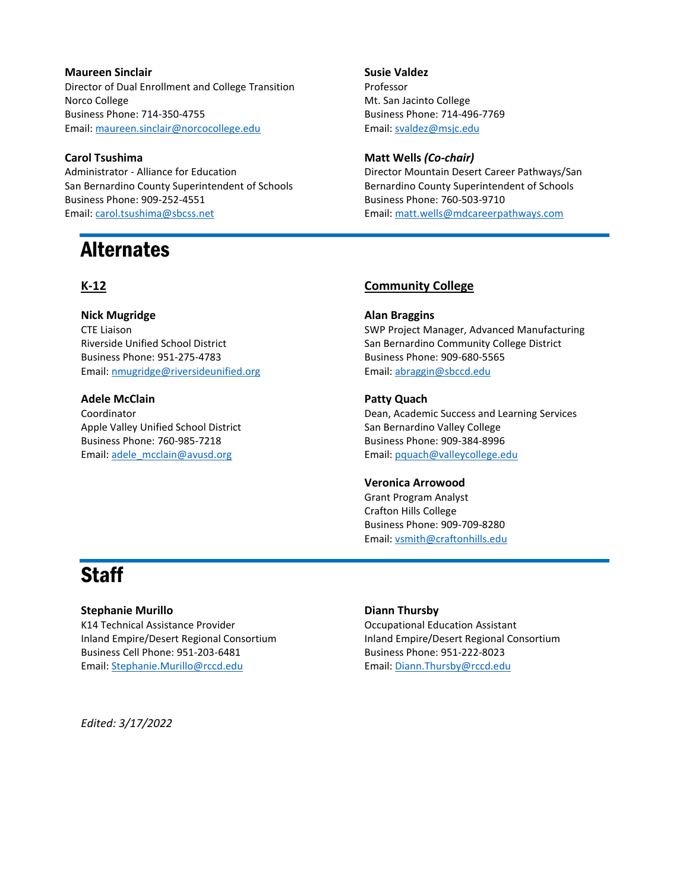**Maureen Sinclair**
Director of Dual Enrollment and College Transition
Norco College
Business Phone: 714-350-4755
Email: maureen.sinclair@norcocollege.edu

**Carol Tsushima**
Administrator - Alliance for Education
San Bernardino County Superintendent of Schools
Business Phone: 909-252-4551
Email: carol.tsushima@sbcss.net

**Susie Valdez**
Professor
Mt. San Jacinto College
Business Phone: 714-496-7769
Email: svaldez@msjc.edu

**Matt Wells *(Co-chair)***
Director Mountain Desert Career Pathways/San Bernardino County Superintendent of Schools
Business Phone: 760-503-9710
Email: matt.wells@mdcareerpathways.com

# Alternates

## K-12

**Nick Mugridge**
CTE Liaison
Riverside Unified School District
Business Phone: 951-275-4783
Email: nmugridge@riversideunified.org

**Adele McClain**
Coordinator
Apple Valley Unified School District
Business Phone: 760-985-7218
Email: adele_mcclain@avusd.org

## Community College

**Alan Braggins**
SWP Project Manager, Advanced Manufacturing
San Bernardino Community College District
Business Phone: 909-680-5565
Email: abraggin@sbccd.edu

**Patty Quach**
Dean, Academic Success and Learning Services
San Bernardino Valley College
Business Phone: 909-384-8996
Email: pquach@valleycollege.edu

**Veronica Arrowood**
Grant Program Analyst
Crafton Hills College
Business Phone: 909-709-8280
Email: vsmith@craftonhills.edu

# Staff

**Stephanie Murillo**
K14 Technical Assistance Provider
Inland Empire/Desert Regional Consortium
Business Cell Phone: 951-203-6481
Email: Stephanie.Murillo@rccd.edu

**Diann Thursby**
Occupational Education Assistant
Inland Empire/Desert Regional Consortium
Business Phone: 951-222-8023
Email: Diann.Thursby@rccd.edu

*Edited: 3/17/2022*